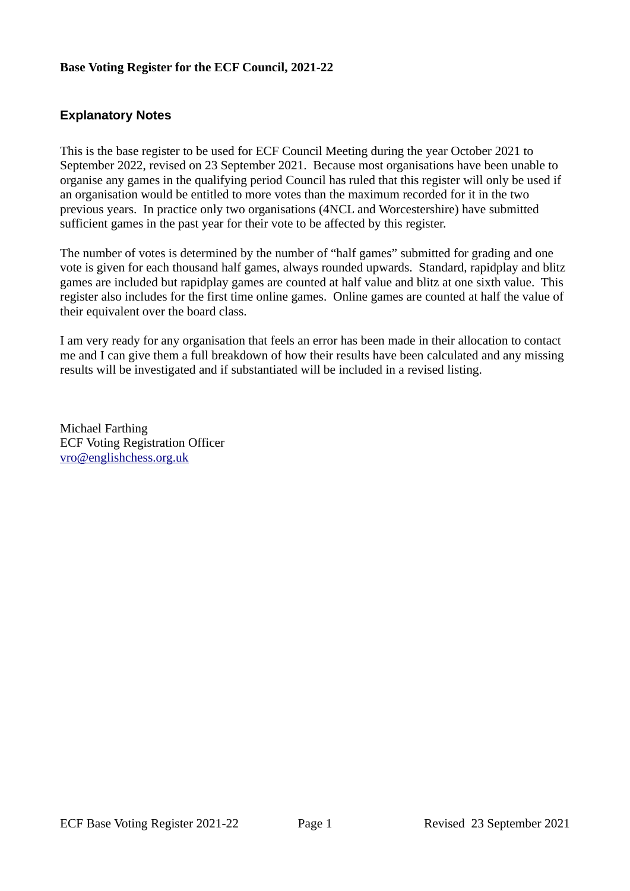**Base Voting Register for the ECF Council, 2021-22**

## Explanatory Notes

This is the base register to be used for ECF Council Meeting during the year October 2021 to September 2022, revised on 23 September 2021. Because most organisations have been unable to organise any games in the qualifying period Council has ruled that this register will only be used if an organisation would be entitled to more votes than the maximum recorded for it in the two previous years. In practice only two organisations (4NCL and Worcestershire) have submitted sufficient games in the past year for their vote to be affected by this register.

The number of votes is determined by the number of "half games" submitted for grading and one vote is given for each thousand half games, always rounded upwards. Standard, rapidplay and blitz games are included but rapidplay games are counted at half value and blitz at one sixth value. This register also includes for the first time online games. Online games are counted at half the value of their equivalent over the board class.

I am very ready for any organisation that feels an error has been made in their allocation to contact me and I can give them a full breakdown of how their results have been calculated and any missing results will be investigated and if substantiated will be included in a revised listing.

Michael Farthing
ECF Voting Registration Officer
vro@englishchess.org.uk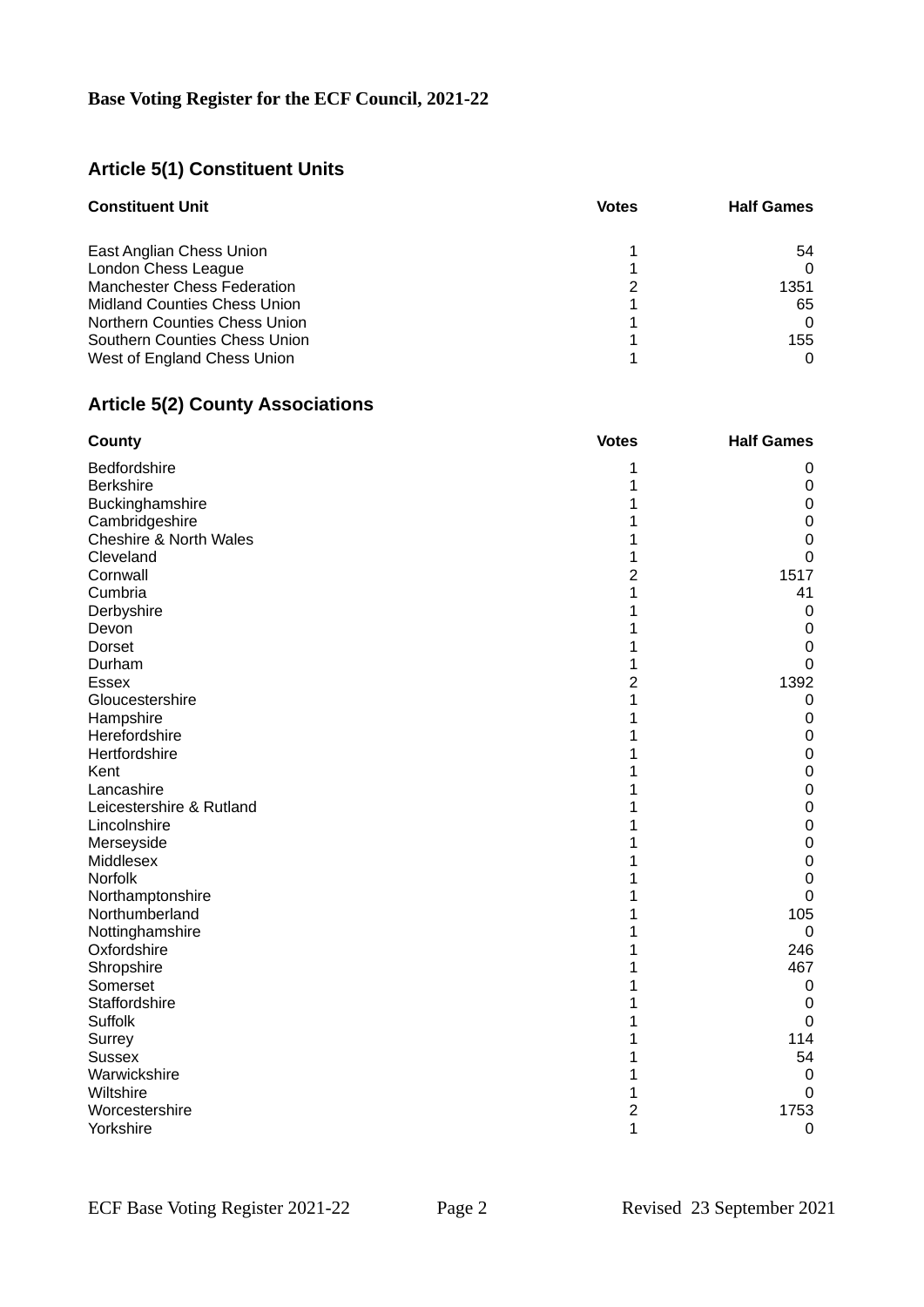**Base Voting Register for the ECF Council, 2021-22**

## Article 5(1) Constituent Units

| Constituent Unit | Votes | Half Games |
|---|---|---|
| East Anglian Chess Union | 1 | 54 |
| London Chess League | 1 | 0 |
| Manchester Chess Federation | 2 | 1351 |
| Midland Counties Chess Union | 1 | 65 |
| Northern Counties Chess Union | 1 | 0 |
| Southern Counties Chess Union | 1 | 155 |
| West of England Chess Union | 1 | 0 |

## Article 5(2) County Associations

| County | Votes | Half Games |
|---|---|---|
| Bedfordshire | 1 | 0 |
| Berkshire | 1 | 0 |
| Buckinghamshire | 1 | 0 |
| Cambridgeshire | 1 | 0 |
| Cheshire & North Wales | 1 | 0 |
| Cleveland | 1 | 0 |
| Cornwall | 2 | 1517 |
| Cumbria | 1 | 41 |
| Derbyshire | 1 | 0 |
| Devon | 1 | 0 |
| Dorset | 1 | 0 |
| Durham | 1 | 0 |
| Essex | 2 | 1392 |
| Gloucestershire | 1 | 0 |
| Hampshire | 1 | 0 |
| Herefordshire | 1 | 0 |
| Hertfordshire | 1 | 0 |
| Kent | 1 | 0 |
| Lancashire | 1 | 0 |
| Leicestershire & Rutland | 1 | 0 |
| Lincolnshire | 1 | 0 |
| Merseyside | 1 | 0 |
| Middlesex | 1 | 0 |
| Norfolk | 1 | 0 |
| Northamptonshire | 1 | 0 |
| Northumberland | 1 | 105 |
| Nottinghamshire | 1 | 0 |
| Oxfordshire | 1 | 246 |
| Shropshire | 1 | 467 |
| Somerset | 1 | 0 |
| Staffordshire | 1 | 0 |
| Suffolk | 1 | 0 |
| Surrey | 1 | 114 |
| Sussex | 1 | 54 |
| Warwickshire | 1 | 0 |
| Wiltshire | 1 | 0 |
| Worcestershire | 2 | 1753 |
| Yorkshire | 1 | 0 |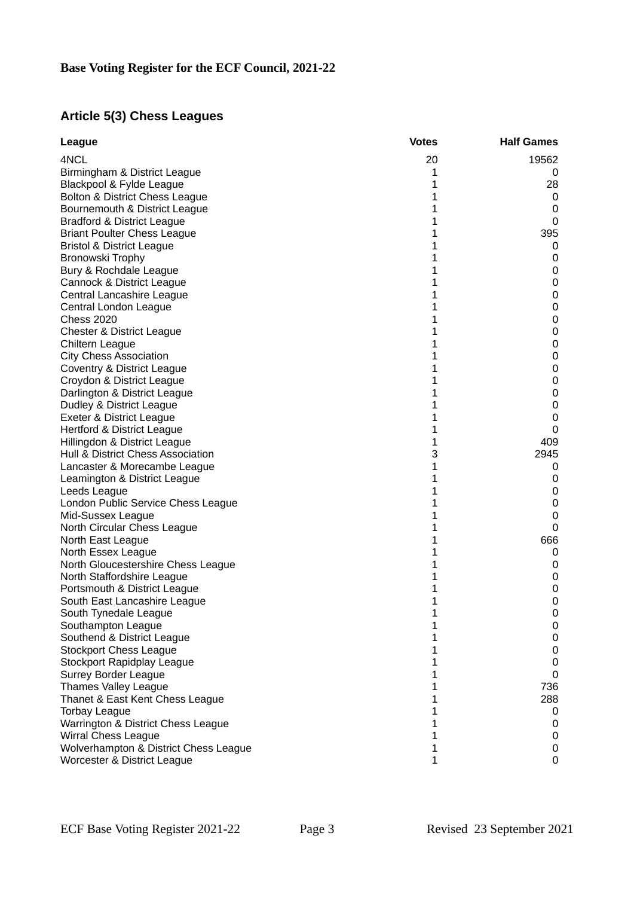**Base Voting Register for the ECF Council, 2021-22**

## Article 5(3) Chess Leagues

| League | Votes | Half Games |
|---|---|---|
| 4NCL | 20 | 19562 |
| Birmingham & District League | 1 | 0 |
| Blackpool & Fylde League | 1 | 28 |
| Bolton & District Chess League | 1 | 0 |
| Bournemouth & District League | 1 | 0 |
| Bradford & District League | 1 | 0 |
| Briant Poulter Chess League | 1 | 395 |
| Bristol & District League | 1 | 0 |
| Bronowski Trophy | 1 | 0 |
| Bury & Rochdale League | 1 | 0 |
| Cannock & District League | 1 | 0 |
| Central Lancashire League | 1 | 0 |
| Central London League | 1 | 0 |
| Chess 2020 | 1 | 0 |
| Chester & District League | 1 | 0 |
| Chiltern League | 1 | 0 |
| City Chess Association | 1 | 0 |
| Coventry & District League | 1 | 0 |
| Croydon & District League | 1 | 0 |
| Darlington & District League | 1 | 0 |
| Dudley & District League | 1 | 0 |
| Exeter & District League | 1 | 0 |
| Hertford & District League | 1 | 0 |
| Hillingdon & District League | 1 | 409 |
| Hull & District Chess Association | 3 | 2945 |
| Lancaster & Morecambe League | 1 | 0 |
| Leamington & District League | 1 | 0 |
| Leeds League | 1 | 0 |
| London Public Service Chess League | 1 | 0 |
| Mid-Sussex League | 1 | 0 |
| North Circular Chess League | 1 | 0 |
| North East League | 1 | 666 |
| North Essex League | 1 | 0 |
| North Gloucestershire Chess League | 1 | 0 |
| North Staffordshire League | 1 | 0 |
| Portsmouth & District League | 1 | 0 |
| South East Lancashire League | 1 | 0 |
| South Tynedale League | 1 | 0 |
| Southampton League | 1 | 0 |
| Southend & District League | 1 | 0 |
| Stockport Chess League | 1 | 0 |
| Stockport Rapidplay League | 1 | 0 |
| Surrey Border League | 1 | 0 |
| Thames Valley League | 1 | 736 |
| Thanet & East Kent Chess League | 1 | 288 |
| Torbay League | 1 | 0 |
| Warrington & District Chess League | 1 | 0 |
| Wirral Chess League | 1 | 0 |
| Wolverhampton & District Chess League | 1 | 0 |
| Worcester & District League | 1 | 0 |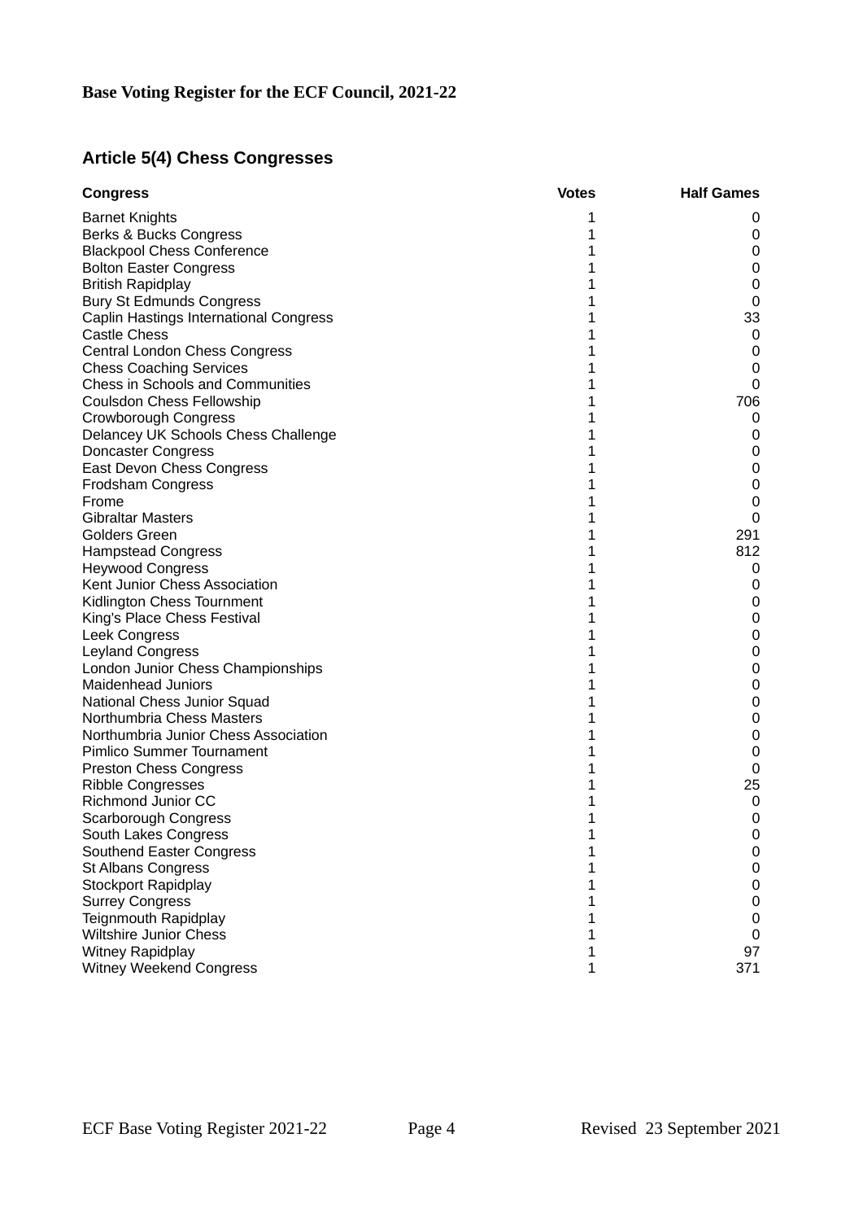**Base Voting Register for the ECF Council, 2021-22**

## Article 5(4) Chess Congresses

| Congress | Votes | Half Games |
|---|---|---|
| Barnet Knights | 1 | 0 |
| Berks & Bucks Congress | 1 | 0 |
| Blackpool Chess Conference | 1 | 0 |
| Bolton Easter Congress | 1 | 0 |
| British Rapidplay | 1 | 0 |
| Bury St Edmunds Congress | 1 | 0 |
| Caplin Hastings International Congress | 1 | 33 |
| Castle Chess | 1 | 0 |
| Central London Chess Congress | 1 | 0 |
| Chess Coaching Services | 1 | 0 |
| Chess in Schools and Communities | 1 | 0 |
| Coulsdon Chess Fellowship | 1 | 706 |
| Crowborough Congress | 1 | 0 |
| Delancey UK Schools Chess Challenge | 1 | 0 |
| Doncaster Congress | 1 | 0 |
| East Devon Chess Congress | 1 | 0 |
| Frodsham Congress | 1 | 0 |
| Frome | 1 | 0 |
| Gibraltar Masters | 1 | 0 |
| Golders Green | 1 | 291 |
| Hampstead Congress | 1 | 812 |
| Heywood Congress | 1 | 0 |
| Kent Junior Chess Association | 1 | 0 |
| Kidlington Chess Tournment | 1 | 0 |
| King's Place Chess Festival | 1 | 0 |
| Leek Congress | 1 | 0 |
| Leyland Congress | 1 | 0 |
| London Junior Chess Championships | 1 | 0 |
| Maidenhead Juniors | 1 | 0 |
| National Chess Junior Squad | 1 | 0 |
| Northumbria Chess Masters | 1 | 0 |
| Northumbria Junior Chess Association | 1 | 0 |
| Pimlico Summer Tournament | 1 | 0 |
| Preston Chess Congress | 1 | 0 |
| Ribble Congresses | 1 | 25 |
| Richmond Junior CC | 1 | 0 |
| Scarborough Congress | 1 | 0 |
| South Lakes Congress | 1 | 0 |
| Southend Easter Congress | 1 | 0 |
| St Albans Congress | 1 | 0 |
| Stockport Rapidplay | 1 | 0 |
| Surrey Congress | 1 | 0 |
| Teignmouth Rapidplay | 1 | 0 |
| Wiltshire Junior Chess | 1 | 0 |
| Witney Rapidplay | 1 | 97 |
| Witney Weekend Congress | 1 | 371 |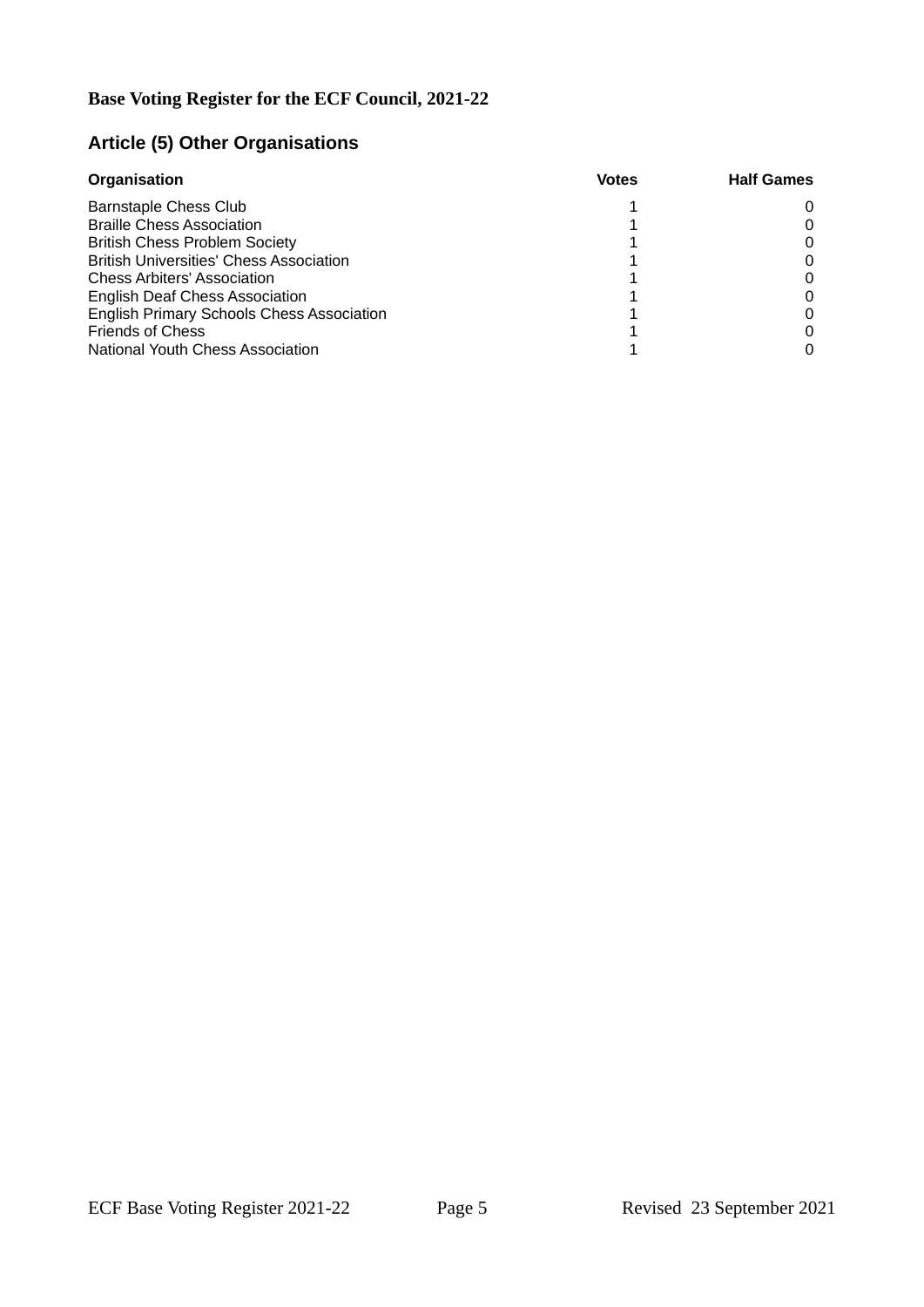**Base Voting Register for the ECF Council, 2021-22**

## Article (5) Other Organisations

| Organisation | Votes | Half Games |
|---|---|---|
| Barnstaple Chess Club | 1 | 0 |
| Braille Chess Association | 1 | 0 |
| British Chess Problem Society | 1 | 0 |
| British Universities' Chess Association | 1 | 0 |
| Chess Arbiters' Association | 1 | 0 |
| English Deaf Chess Association | 1 | 0 |
| English Primary Schools Chess Association | 1 | 0 |
| Friends of Chess | 1 | 0 |
| National Youth Chess Association | 1 | 0 |